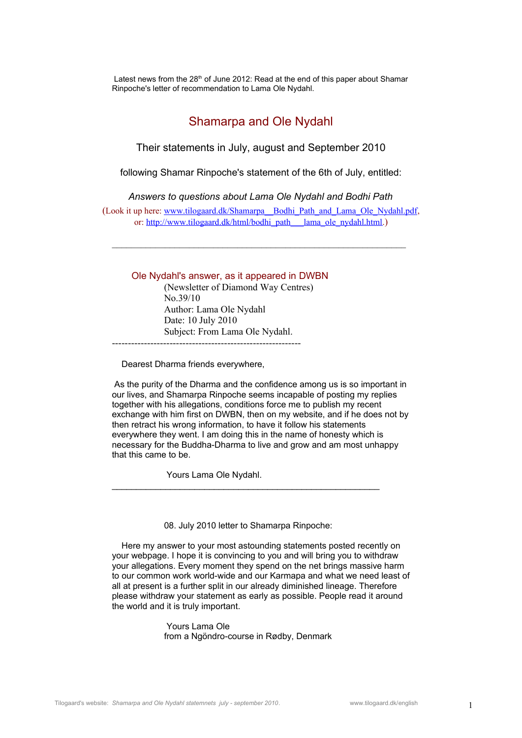Latest news from the 28th of June 2012: Read at the end of this paper about Shamar Rinpoche's letter of recommendation to Lama Ole Nydahl.

# Shamarpa and Ole Nydahl

## Their statements in July, august and September 2010

### following Shamar Rinpoche's statement of the 6th of July, entitled:

*Answers to questions about Lama Ole Nydahl and Bodhi Path*

(Look it up here: www.tilogaard.dk/Shamarpa__Bodhi_Path_and_Lama_Ole_Nydahl.pdf, or: http://www.tilogaard.dk/html/bodhi_path___lama_ole_nydahl.html.)

---

## Ole Nydahl's answer, as it appeared in DWBN

(Newsletter of Diamond Way Centres)
No.39/10
Author: Lama Ole Nydahl
Date: 10 July 2010
Subject: From Lama Ole Nydahl.

------------------------------------------------------------

Dearest Dharma friends everywhere,

As the purity of the Dharma and the confidence among us is so important in our lives, and Shamarpa Rinpoche seems incapable of posting my replies together with his allegations, conditions force me to publish my recent exchange with him first on DWBN, then on my website, and if he does not by then retract his wrong information, to have it follow his statements everywhere they went. I am doing this in the name of honesty which is necessary for the Buddha-Dharma to live and grow and am most unhappy that this came to be.

Yours Lama Ole Nydahl.

---

08. July 2010 letter to Shamarpa Rinpoche:

Here my answer to your most astounding statements posted recently on your webpage. I hope it is convincing to you and will bring you to withdraw your allegations. Every moment they spend on the net brings massive harm to our common work world-wide and our Karmapa and what we need least of all at present is a further split in our already diminished lineage. Therefore please withdraw your statement as early as possible. People read it around the world and it is truly important.

Yours Lama Ole
from a Ngöndro-course in Rødby, Denmark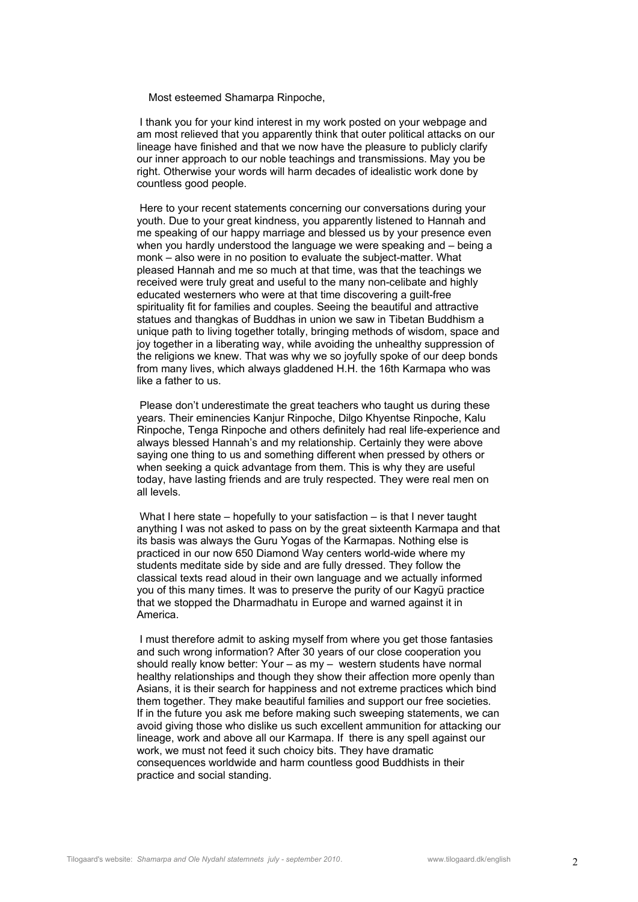Most esteemed Shamarpa Rinpoche,

I thank you for your kind interest in my work posted on your webpage and am most relieved that you apparently think that outer political attacks on our lineage have finished and that we now have the pleasure to publicly clarify our inner approach to our noble teachings and transmissions. May you be right. Otherwise your words will harm decades of idealistic work done by countless good people.

Here to your recent statements concerning our conversations during your youth. Due to your great kindness, you apparently listened to Hannah and me speaking of our happy marriage and blessed us by your presence even when you hardly understood the language we were speaking and – being a monk – also were in no position to evaluate the subject-matter. What pleased Hannah and me so much at that time, was that the teachings we received were truly great and useful to the many non-celibate and highly educated westerners who were at that time discovering a guilt-free spirituality fit for families and couples. Seeing the beautiful and attractive statues and thangkas of Buddhas in union we saw in Tibetan Buddhism a unique path to living together totally, bringing methods of wisdom, space and joy together in a liberating way, while avoiding the unhealthy suppression of the religions we knew. That was why we so joyfully spoke of our deep bonds from many lives, which always gladdened H.H. the 16th Karmapa who was like a father to us.

Please don't underestimate the great teachers who taught us during these years. Their eminencies Kanjur Rinpoche, Dilgo Khyentse Rinpoche, Kalu Rinpoche, Tenga Rinpoche and others definitely had real life-experience and always blessed Hannah's and my relationship. Certainly they were above saying one thing to us and something different when pressed by others or when seeking a quick advantage from them. This is why they are useful today, have lasting friends and are truly respected. They were real men on all levels.

What I here state – hopefully to your satisfaction – is that I never taught anything I was not asked to pass on by the great sixteenth Karmapa and that its basis was always the Guru Yogas of the Karmapas. Nothing else is practiced in our now 650 Diamond Way centers world-wide where my students meditate side by side and are fully dressed. They follow the classical texts read aloud in their own language and we actually informed you of this many times. It was to preserve the purity of our Kagyü practice that we stopped the Dharmadhatu in Europe and warned against it in America.

I must therefore admit to asking myself from where you get those fantasies and such wrong information? After 30 years of our close cooperation you should really know better: Your – as my – western students have normal healthy relationships and though they show their affection more openly than Asians, it is their search for happiness and not extreme practices which bind them together. They make beautiful families and support our free societies. If in the future you ask me before making such sweeping statements, we can avoid giving those who dislike us such excellent ammunition for attacking our lineage, work and above all our Karmapa. If there is any spell against our work, we must not feed it such choicy bits. They have dramatic consequences worldwide and harm countless good Buddhists in their practice and social standing.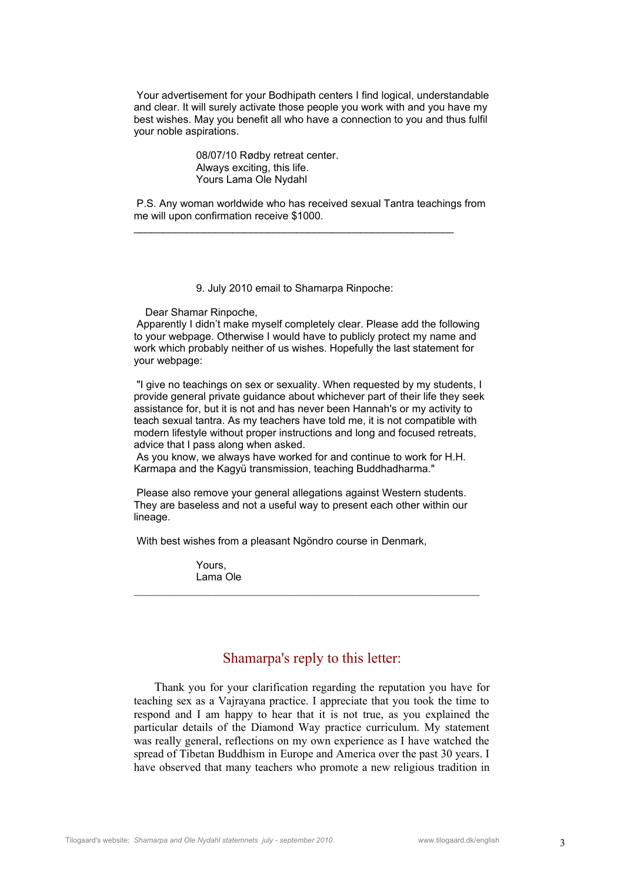Your advertisement for your Bodhipath centers I find logical, understandable and clear. It will surely activate those people you work with and you have my best wishes. May you benefit all who have a connection to you and thus fulfil your noble aspirations.

08/07/10 Rødby retreat center.
Always exciting, this life.
Yours Lama Ole Nydahl

P.S. Any woman worldwide who has received sexual Tantra teachings from me will upon confirmation receive $1000.

---

9. July 2010 email to Shamarpa Rinpoche:

Dear Shamar Rinpoche,
Apparently I didn't make myself completely clear. Please add the following to your webpage. Otherwise I would have to publicly protect my name and work which probably neither of us wishes. Hopefully the last statement for your webpage:

"I give no teachings on sex or sexuality. When requested by my students, I provide general private guidance about whichever part of their life they seek assistance for, but it is not and has never been Hannah's or my activity to teach sexual tantra. As my teachers have told me, it is not compatible with modern lifestyle without proper instructions and long and focused retreats, advice that I pass along when asked.
As you know, we always have worked for and continue to work for H.H. Karmapa and the Kagyü transmission, teaching Buddhadharma."

Please also remove your general allegations against Western students. They are baseless and not a useful way to present each other within our lineage.

With best wishes from a pleasant Ngöndro course in Denmark,

Yours,
Lama Ole

---

## Shamarpa's reply to this letter:

Thank you for your clarification regarding the reputation you have for teaching sex as a Vajrayana practice. I appreciate that you took the time to respond and I am happy to hear that it is not true, as you explained the particular details of the Diamond Way practice curriculum. My statement was really general, reflections on my own experience as I have watched the spread of Tibetan Buddhism in Europe and America over the past 30 years. I have observed that many teachers who promote a new religious tradition in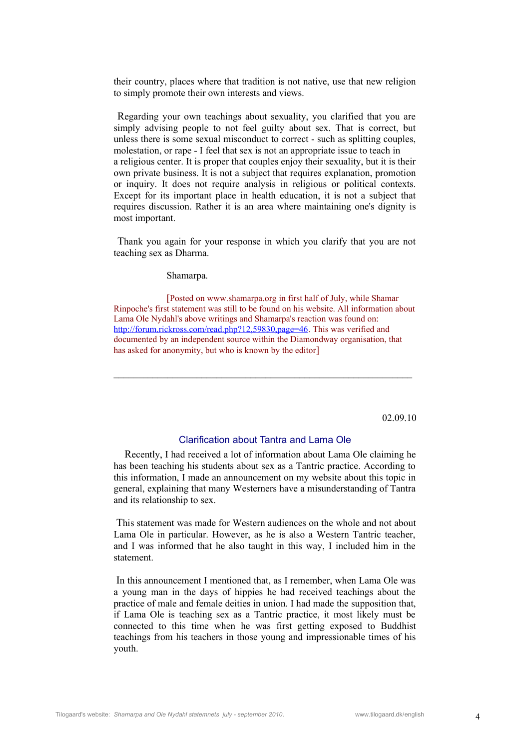their country, places where that tradition is not native, use that new religion to simply promote their own interests and views.

Regarding your own teachings about sexuality, you clarified that you are simply advising people to not feel guilty about sex. That is correct, but unless there is some sexual misconduct to correct - such as splitting couples, molestation, or rape - I feel that sex is not an appropriate issue to teach in a religious center. It is proper that couples enjoy their sexuality, but it is their own private business. It is not a subject that requires explanation, promotion or inquiry. It does not require analysis in religious or political contexts. Except for its important place in health education, it is not a subject that requires discussion. Rather it is an area where maintaining one's dignity is most important.

Thank you again for your response in which you clarify that you are not teaching sex as Dharma.

Shamarpa.

[Posted on www.shamarpa.org in first half of July, while Shamar Rinpoche's first statement was still to be found on his website. All information about Lama Ole Nydahl's above writings and Shamarpa's reaction was found on: http://forum.rickross.com/read.php?12,59830,page=46. This was verified and documented by an independent source within the Diamondway organisation, that has asked for anonymity, but who is known by the editor]

---

02.09.10

## Clarification about Tantra and Lama Ole

Recently, I had received a lot of information about Lama Ole claiming he has been teaching his students about sex as a Tantric practice. According to this information, I made an announcement on my website about this topic in general, explaining that many Westerners have a misunderstanding of Tantra and its relationship to sex.

This statement was made for Western audiences on the whole and not about Lama Ole in particular. However, as he is also a Western Tantric teacher, and I was informed that he also taught in this way, I included him in the statement.

In this announcement I mentioned that, as I remember, when Lama Ole was a young man in the days of hippies he had received teachings about the practice of male and female deities in union. I had made the supposition that, if Lama Ole is teaching sex as a Tantric practice, it most likely must be connected to this time when he was first getting exposed to Buddhist teachings from his teachers in those young and impressionable times of his youth.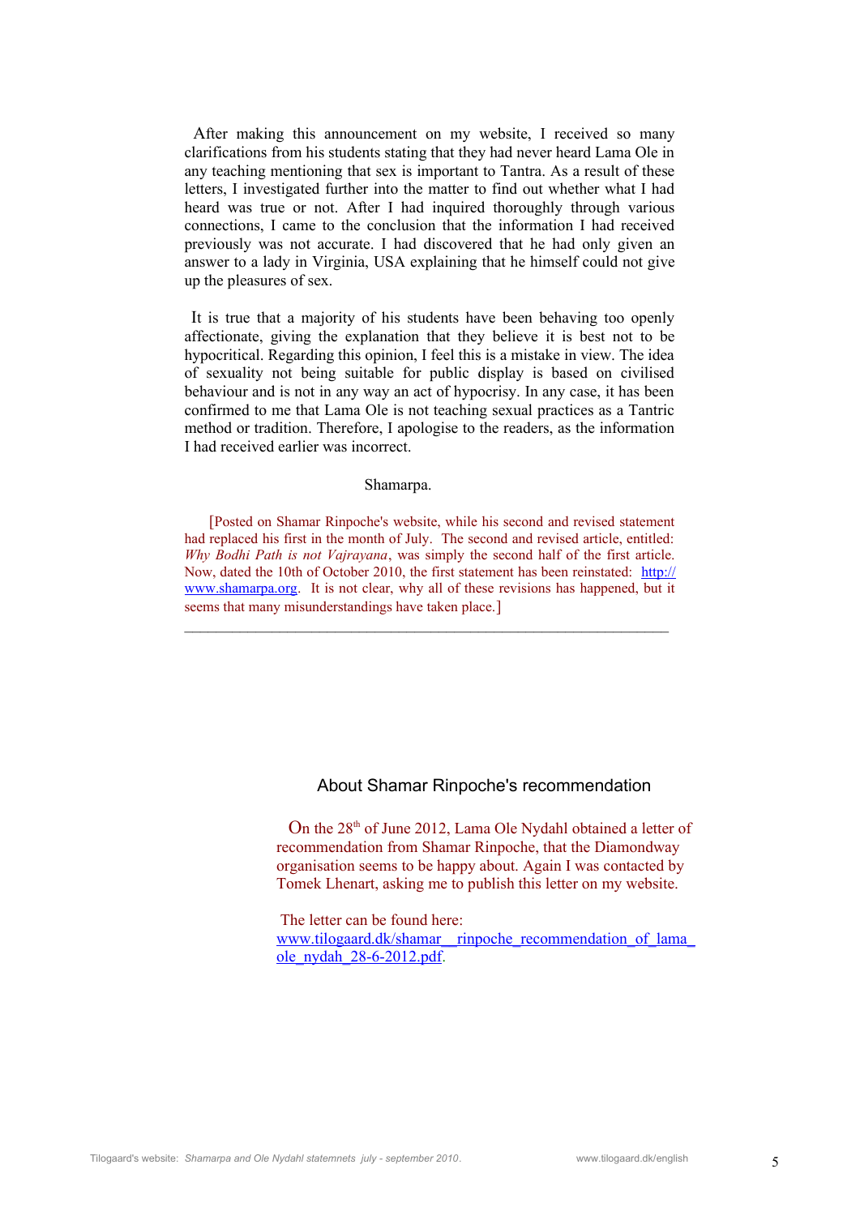After making this announcement on my website, I received so many clarifications from his students stating that they had never heard Lama Ole in any teaching mentioning that sex is important to Tantra. As a result of these letters, I investigated further into the matter to find out whether what I had heard was true or not. After I had inquired thoroughly through various connections, I came to the conclusion that the information I had received previously was not accurate. I had discovered that he had only given an answer to a lady in Virginia, USA explaining that he himself could not give up the pleasures of sex.

It is true that a majority of his students have been behaving too openly affectionate, giving the explanation that they believe it is best not to be hypocritical. Regarding this opinion, I feel this is a mistake in view. The idea of sexuality not being suitable for public display is based on civilised behaviour and is not in any way an act of hypocrisy. In any case, it has been confirmed to me that Lama Ole is not teaching sexual practices as a Tantric method or tradition. Therefore, I apologise to the readers, as the information I had received earlier was incorrect.

Shamarpa.

[Posted on Shamar Rinpoche's website, while his second and revised statement had replaced his first in the month of July. The second and revised article, entitled: *Why Bodhi Path is not Vajrayana*, was simply the second half of the first article. Now, dated the 10th of October 2010, the first statement has been reinstated: http://www.shamarpa.org. It is not clear, why all of these revisions has happened, but it seems that many misunderstandings have taken place.]

---

## About Shamar Rinpoche's recommendation

On the 28th of June 2012, Lama Ole Nydahl obtained a letter of recommendation from Shamar Rinpoche, that the Diamondway organisation seems to be happy about. Again I was contacted by Tomek Lhenart, asking me to publish this letter on my website.

The letter can be found here: www.tilogaard.dk/shamar__rinpoche_recommendation_of_lama_ole_nydah_28-6-2012.pdf.